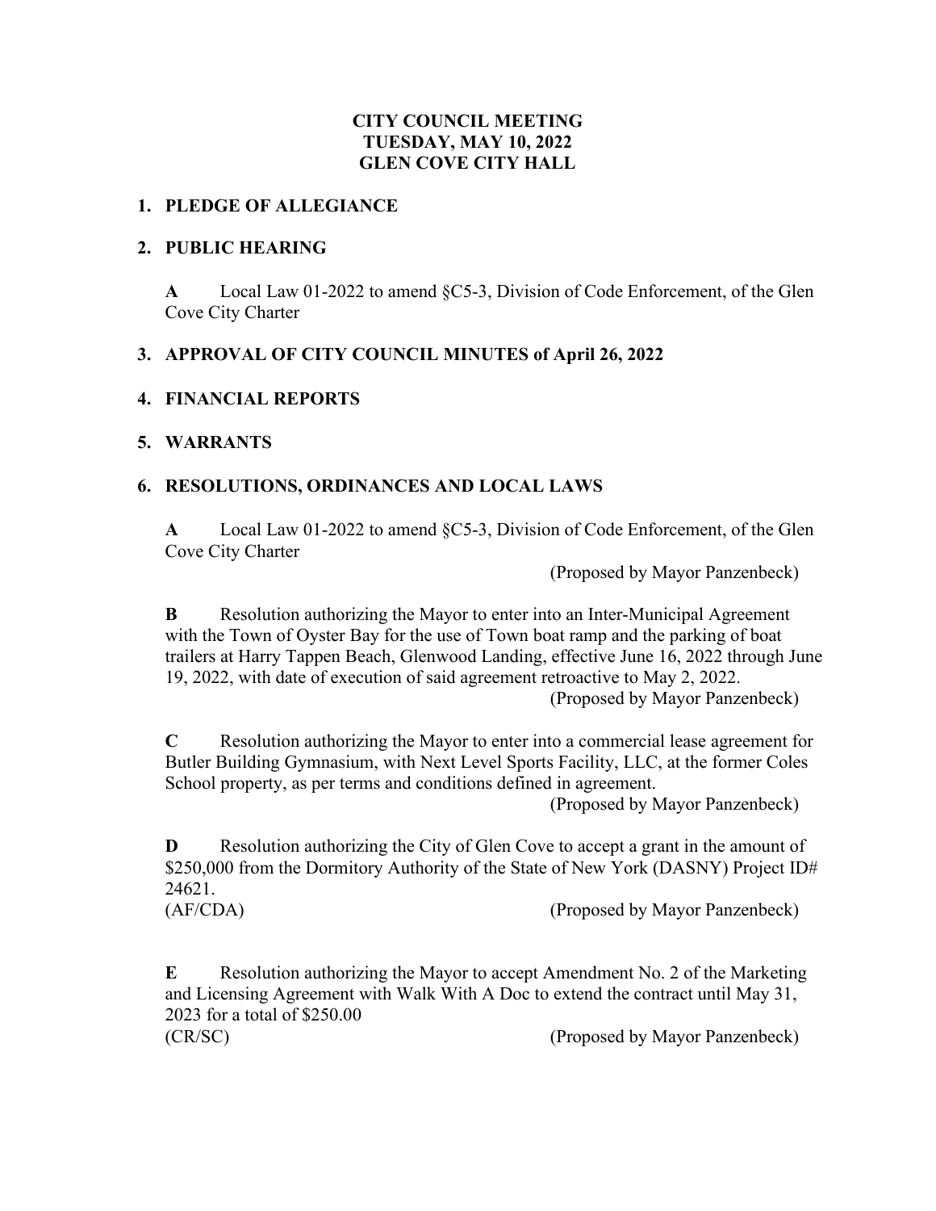# CITY COUNCIL MEETING
# TUESDAY, MAY 10, 2022
# GLEN COVE CITY HALL

## 1. PLEDGE OF ALLEGIANCE

## 2. PUBLIC HEARING

**A** Local Law 01-2022 to amend §C5-3, Division of Code Enforcement, of the Glen Cove City Charter

## 3. APPROVAL OF CITY COUNCIL MINUTES of April 26, 2022

## 4. FINANCIAL REPORTS

## 5. WARRANTS

## 6. RESOLUTIONS, ORDINANCES AND LOCAL LAWS

**A** Local Law 01-2022 to amend §C5-3, Division of Code Enforcement, of the Glen Cove City Charter

(Proposed by Mayor Panzenbeck)

**B** Resolution authorizing the Mayor to enter into an Inter-Municipal Agreement with the Town of Oyster Bay for the use of Town boat ramp and the parking of boat trailers at Harry Tappen Beach, Glenwood Landing, effective June 16, 2022 through June 19, 2022, with date of execution of said agreement retroactive to May 2, 2022.

(Proposed by Mayor Panzenbeck)

**C** Resolution authorizing the Mayor to enter into a commercial lease agreement for Butler Building Gymnasium, with Next Level Sports Facility, LLC, at the former Coles School property, as per terms and conditions defined in agreement.

(Proposed by Mayor Panzenbeck)

**D** Resolution authorizing the City of Glen Cove to accept a grant in the amount of $250,000 from the Dormitory Authority of the State of New York (DASNY) Project ID# 24621.

(AF/CDA) (Proposed by Mayor Panzenbeck)

**E** Resolution authorizing the Mayor to accept Amendment No. 2 of the Marketing and Licensing Agreement with Walk With A Doc to extend the contract until May 31, 2023 for a total of $250.00

(CR/SC) (Proposed by Mayor Panzenbeck)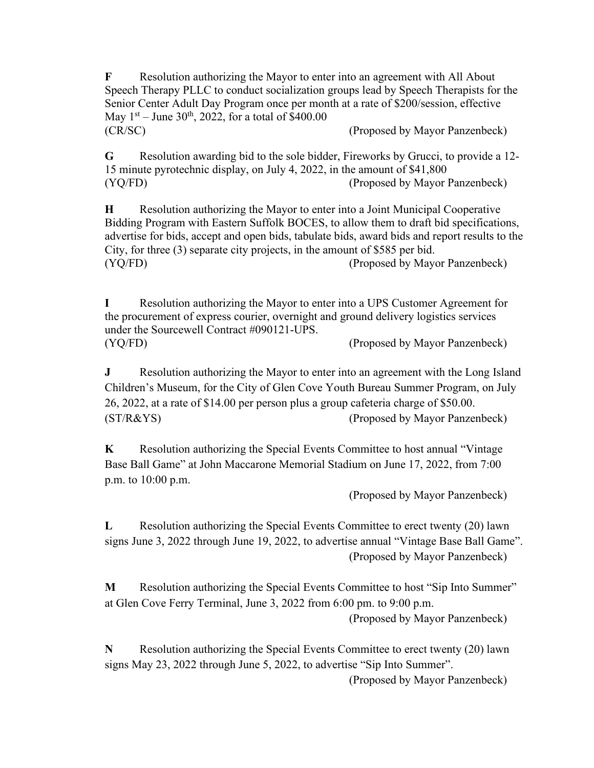**F** Resolution authorizing the Mayor to enter into an agreement with All About Speech Therapy PLLC to conduct socialization groups lead by Speech Therapists for the Senior Center Adult Day Program once per month at a rate of $200/session, effective May 1st – June 30th, 2022, for a total of $400.00
(CR/SC) (Proposed by Mayor Panzenbeck)

**G** Resolution awarding bid to the sole bidder, Fireworks by Grucci, to provide a 12-15 minute pyrotechnic display, on July 4, 2022, in the amount of $41,800
(YQ/FD) (Proposed by Mayor Panzenbeck)

**H** Resolution authorizing the Mayor to enter into a Joint Municipal Cooperative Bidding Program with Eastern Suffolk BOCES, to allow them to draft bid specifications, advertise for bids, accept and open bids, tabulate bids, award bids and report results to the City, for three (3) separate city projects, in the amount of $585 per bid.
(YQ/FD) (Proposed by Mayor Panzenbeck)

**I** Resolution authorizing the Mayor to enter into a UPS Customer Agreement for the procurement of express courier, overnight and ground delivery logistics services under the Sourcewell Contract #090121-UPS.
(YQ/FD) (Proposed by Mayor Panzenbeck)

**J** Resolution authorizing the Mayor to enter into an agreement with the Long Island Children's Museum, for the City of Glen Cove Youth Bureau Summer Program, on July 26, 2022, at a rate of $14.00 per person plus a group cafeteria charge of $50.00.
(ST/R&YS) (Proposed by Mayor Panzenbeck)

**K** Resolution authorizing the Special Events Committee to host annual "Vintage Base Ball Game" at John Maccarone Memorial Stadium on June 17, 2022, from 7:00 p.m. to 10:00 p.m.
(Proposed by Mayor Panzenbeck)

**L** Resolution authorizing the Special Events Committee to erect twenty (20) lawn signs June 3, 2022 through June 19, 2022, to advertise annual "Vintage Base Ball Game".
(Proposed by Mayor Panzenbeck)

**M** Resolution authorizing the Special Events Committee to host "Sip Into Summer" at Glen Cove Ferry Terminal, June 3, 2022 from 6:00 pm. to 9:00 p.m.
(Proposed by Mayor Panzenbeck)

**N** Resolution authorizing the Special Events Committee to erect twenty (20) lawn signs May 23, 2022 through June 5, 2022, to advertise "Sip Into Summer".
(Proposed by Mayor Panzenbeck)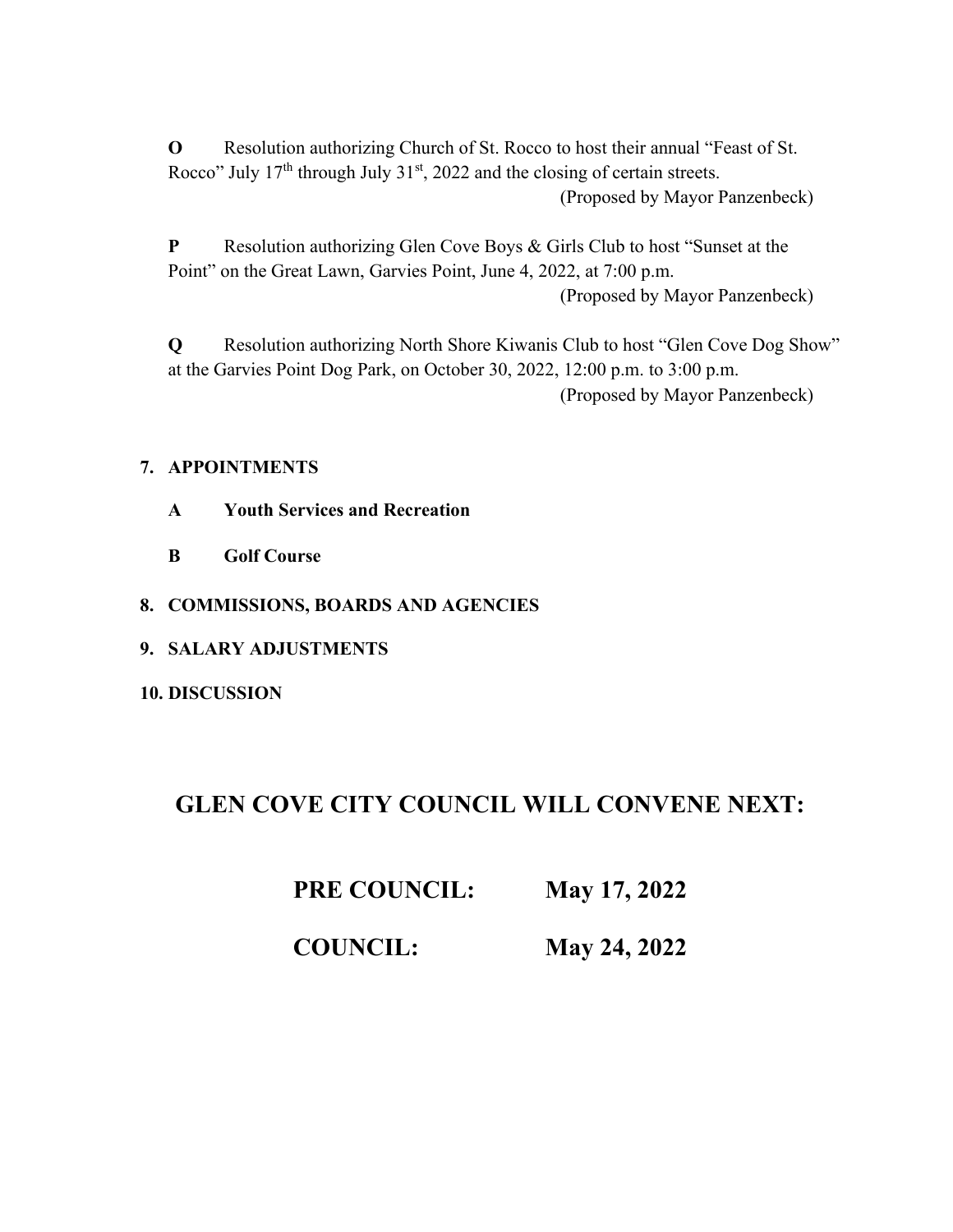**O** Resolution authorizing Church of St. Rocco to host their annual "Feast of St. Rocco" July 17th through July 31st, 2022 and the closing of certain streets.
(Proposed by Mayor Panzenbeck)

**P** Resolution authorizing Glen Cove Boys & Girls Club to host "Sunset at the Point" on the Great Lawn, Garvies Point, June 4, 2022, at 7:00 p.m.
(Proposed by Mayor Panzenbeck)

**Q** Resolution authorizing North Shore Kiwanis Club to host "Glen Cove Dog Show" at the Garvies Point Dog Park, on October 30, 2022, 12:00 p.m. to 3:00 p.m.
(Proposed by Mayor Panzenbeck)

**7. APPOINTMENTS**

**A Youth Services and Recreation**

**B Golf Course**

**8. COMMISSIONS, BOARDS AND AGENCIES**

**9. SALARY ADJUSTMENTS**

**10. DISCUSSION**

## GLEN COVE CITY COUNCIL WILL CONVENE NEXT:

**PRE COUNCIL: May 17, 2022**

**COUNCIL: May 24, 2022**